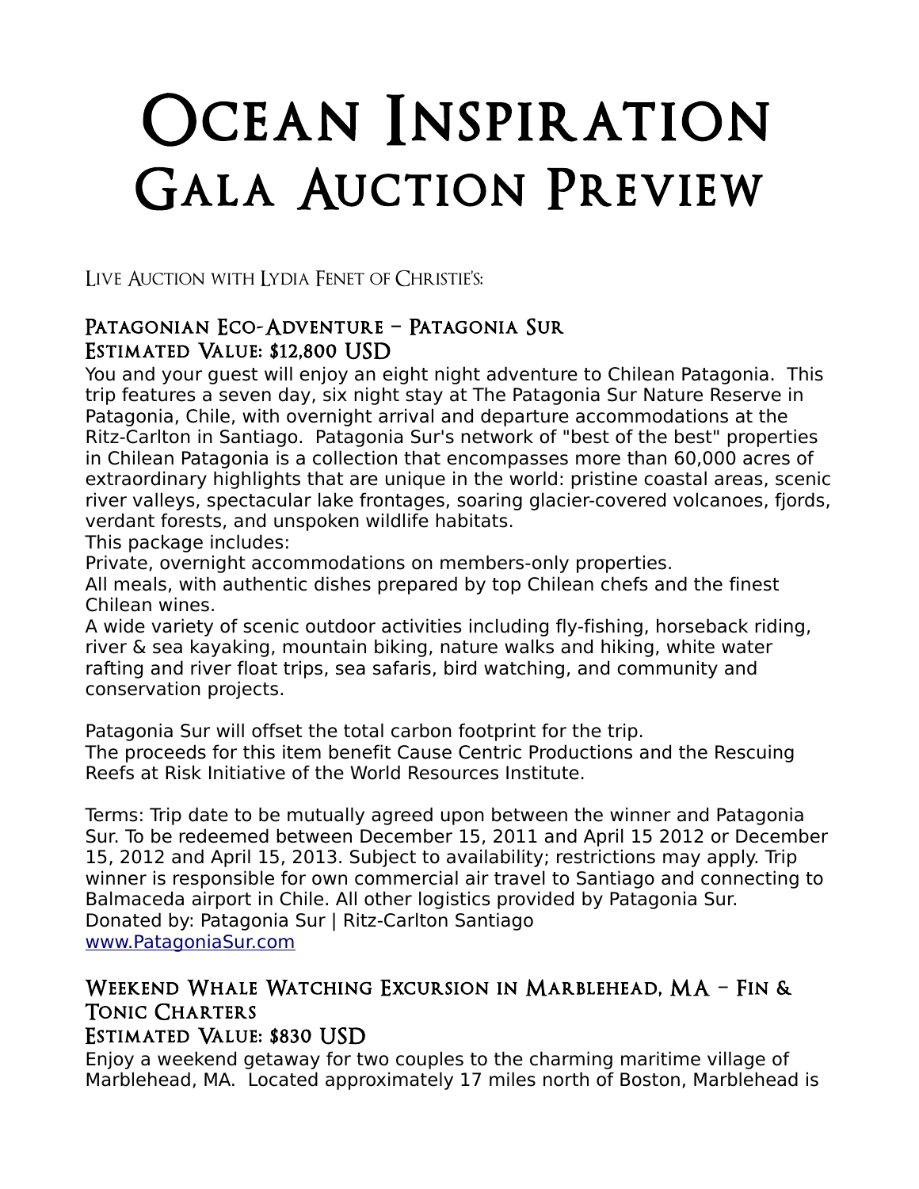# Ocean Inspiration Gala Auction Preview

Live Auction with Lydia Fenet of Christie's:

### Patagonian Eco-Adventure – Patagonia Sur
### Estimated Value: $12,800 USD

You and your guest will enjoy an eight night adventure to Chilean Patagonia. This trip features a seven day, six night stay at The Patagonia Sur Nature Reserve in Patagonia, Chile, with overnight arrival and departure accommodations at the Ritz-Carlton in Santiago. Patagonia Sur's network of "best of the best" properties in Chilean Patagonia is a collection that encompasses more than 60,000 acres of extraordinary highlights that are unique in the world: pristine coastal areas, scenic river valleys, spectacular lake frontages, soaring glacier-covered volcanoes, fjords, verdant forests, and unspoken wildlife habitats.

This package includes:

Private, overnight accommodations on members-only properties.

All meals, with authentic dishes prepared by top Chilean chefs and the finest Chilean wines.

A wide variety of scenic outdoor activities including fly-fishing, horseback riding, river & sea kayaking, mountain biking, nature walks and hiking, white water rafting and river float trips, sea safaris, bird watching, and community and conservation projects.

Patagonia Sur will offset the total carbon footprint for the trip.
The proceeds for this item benefit Cause Centric Productions and the Rescuing Reefs at Risk Initiative of the World Resources Institute.

Terms: Trip date to be mutually agreed upon between the winner and Patagonia Sur. To be redeemed between December 15, 2011 and April 15 2012 or December 15, 2012 and April 15, 2013. Subject to availability; restrictions may apply. Trip winner is responsible for own commercial air travel to Santiago and connecting to Balmaceda airport in Chile. All other logistics provided by Patagonia Sur.
Donated by: Patagonia Sur | Ritz-Carlton Santiago
[www.PatagoniaSur.com](http://www.PatagoniaSur.com)

### Weekend Whale Watching Excursion in Marblehead, MA – Fin & Tonic Charters
### Estimated Value: $830 USD

Enjoy a weekend getaway for two couples to the charming maritime village of Marblehead, MA. Located approximately 17 miles north of Boston, Marblehead is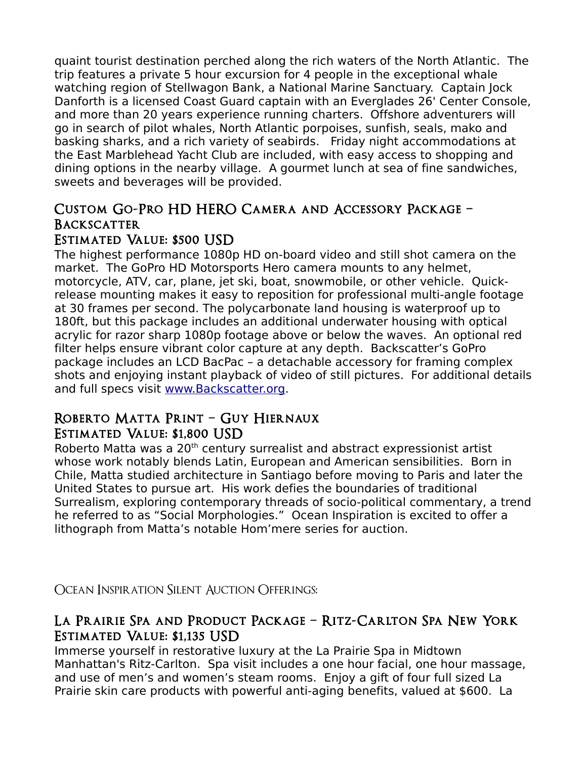quaint tourist destination perched along the rich waters of the North Atlantic. The trip features a private 5 hour excursion for 4 people in the exceptional whale watching region of Stellwagon Bank, a National Marine Sanctuary. Captain Jock Danforth is a licensed Coast Guard captain with an Everglades 26' Center Console, and more than 20 years experience running charters. Offshore adventurers will go in search of pilot whales, North Atlantic porpoises, sunfish, seals, mako and basking sharks, and a rich variety of seabirds. Friday night accommodations at the East Marblehead Yacht Club are included, with easy access to shopping and dining options in the nearby village. A gourmet lunch at sea of fine sandwiches, sweets and beverages will be provided.

## Custom Go-Pro HD HERO Camera and Accessory Package – Backscatter
## Estimated Value: $500 USD

The highest performance 1080p HD on-board video and still shot camera on the market. The GoPro HD Motorsports Hero camera mounts to any helmet, motorcycle, ATV, car, plane, jet ski, boat, snowmobile, or other vehicle. Quick-release mounting makes it easy to reposition for professional multi-angle footage at 30 frames per second. The polycarbonate land housing is waterproof up to 180ft, but this package includes an additional underwater housing with optical acrylic for razor sharp 1080p footage above or below the waves. An optional red filter helps ensure vibrant color capture at any depth. Backscatter's GoPro package includes an LCD BacPac – a detachable accessory for framing complex shots and enjoying instant playback of video of still pictures. For additional details and full specs visit [www.Backscatter.org](http://www.Backscatter.org).

## Roberto Matta Print – Guy Hiernaux
## Estimated Value: $1,800 USD

Roberto Matta was a 20th century surrealist and abstract expressionist artist whose work notably blends Latin, European and American sensibilities. Born in Chile, Matta studied architecture in Santiago before moving to Paris and later the United States to pursue art. His work defies the boundaries of traditional Surrealism, exploring contemporary threads of socio-political commentary, a trend he referred to as "Social Morphologies." Ocean Inspiration is excited to offer a lithograph from Matta's notable Hom'mere series for auction.

# Ocean Inspiration Silent Auction Offerings:

## La Prairie Spa and Product Package – Ritz-Carlton Spa New York
## Estimated Value: $1,135 USD

Immerse yourself in restorative luxury at the La Prairie Spa in Midtown Manhattan's Ritz-Carlton. Spa visit includes a one hour facial, one hour massage, and use of men's and women's steam rooms. Enjoy a gift of four full sized La Prairie skin care products with powerful anti-aging benefits, valued at $600. La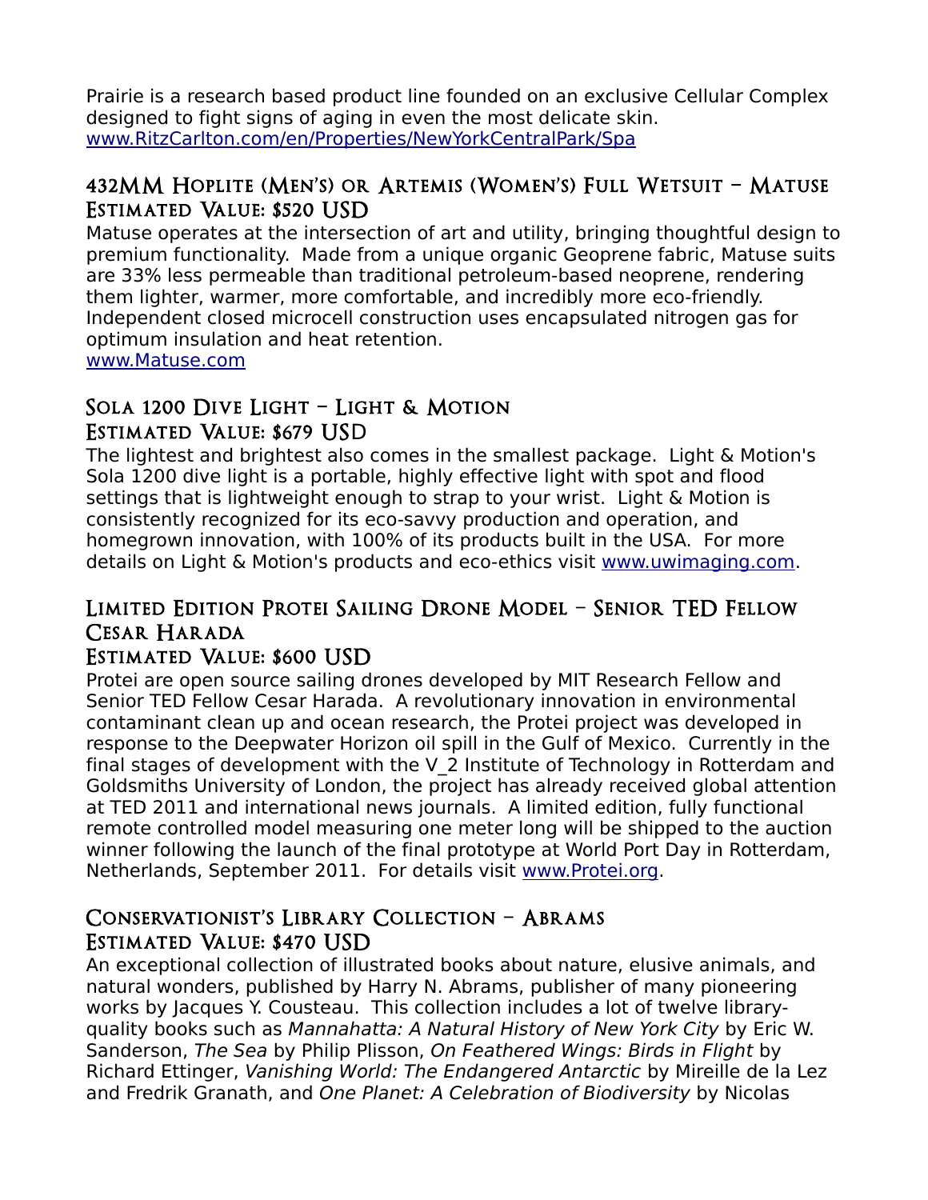Prairie is a research based product line founded on an exclusive Cellular Complex designed to fight signs of aging in even the most delicate skin.
www.RitzCarlton.com/en/Properties/NewYorkCentralPark/Spa

## 432MM Hoplite (Men's) or Artemis (Women's) Full Wetsuit – Matuse
## Estimated Value: $520 USD

Matuse operates at the intersection of art and utility, bringing thoughtful design to premium functionality. Made from a unique organic Geoprene fabric, Matuse suits are 33% less permeable than traditional petroleum-based neoprene, rendering them lighter, warmer, more comfortable, and incredibly more eco-friendly. Independent closed microcell construction uses encapsulated nitrogen gas for optimum insulation and heat retention.
www.Matuse.com

## Sola 1200 Dive Light – Light & Motion
## Estimated Value: $679 USD

The lightest and brightest also comes in the smallest package. Light & Motion's Sola 1200 dive light is a portable, highly effective light with spot and flood settings that is lightweight enough to strap to your wrist. Light & Motion is consistently recognized for its eco-savvy production and operation, and homegrown innovation, with 100% of its products built in the USA. For more details on Light & Motion's products and eco-ethics visit www.uwimaging.com.

## Limited Edition Protei Sailing Drone Model – Senior TED Fellow Cesar Harada
## Estimated Value: $600 USD

Protei are open source sailing drones developed by MIT Research Fellow and Senior TED Fellow Cesar Harada. A revolutionary innovation in environmental contaminant clean up and ocean research, the Protei project was developed in response to the Deepwater Horizon oil spill in the Gulf of Mexico. Currently in the final stages of development with the V_2 Institute of Technology in Rotterdam and Goldsmiths University of London, the project has already received global attention at TED 2011 and international news journals. A limited edition, fully functional remote controlled model measuring one meter long will be shipped to the auction winner following the launch of the final prototype at World Port Day in Rotterdam, Netherlands, September 2011. For details visit www.Protei.org.

## Conservationist's Library Collection – Abrams
## Estimated Value: $470 USD

An exceptional collection of illustrated books about nature, elusive animals, and natural wonders, published by Harry N. Abrams, publisher of many pioneering works by Jacques Y. Cousteau. This collection includes a lot of twelve library-quality books such as *Mannahatta: A Natural History of New York City* by Eric W. Sanderson, *The Sea* by Philip Plisson, *On Feathered Wings: Birds in Flight* by Richard Ettinger, *Vanishing World: The Endangered Antarctic* by Mireille de la Lez and Fredrik Granath, and *One Planet: A Celebration of Biodiversity* by Nicolas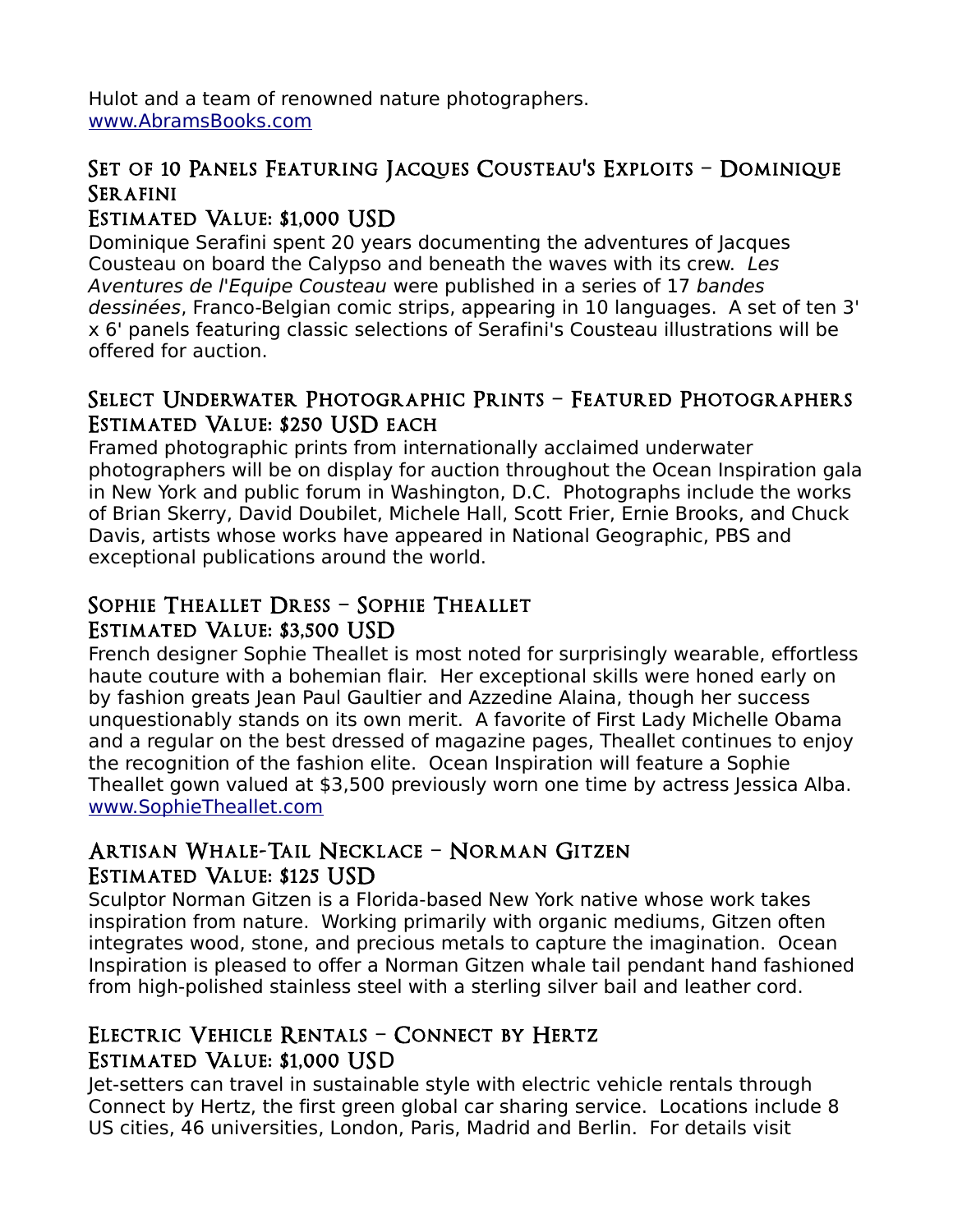Hulot and a team of renowned nature photographers.
www.AbramsBooks.com

### Set of 10 Panels Featuring Jacques Cousteau's Exploits – Dominique Serafini
### Estimated Value: $1,000 USD

Dominique Serafini spent 20 years documenting the adventures of Jacques Cousteau on board the Calypso and beneath the waves with its crew. *Les Aventures de l'Equipe Cousteau* were published in a series of 17 *bandes dessinées*, Franco-Belgian comic strips, appearing in 10 languages. A set of ten 3' x 6' panels featuring classic selections of Serafini's Cousteau illustrations will be offered for auction.

### Select Underwater Photographic Prints – Featured Photographers
### Estimated Value: $250 USD each

Framed photographic prints from internationally acclaimed underwater photographers will be on display for auction throughout the Ocean Inspiration gala in New York and public forum in Washington, D.C. Photographs include the works of Brian Skerry, David Doubilet, Michele Hall, Scott Frier, Ernie Brooks, and Chuck Davis, artists whose works have appeared in National Geographic, PBS and exceptional publications around the world.

### Sophie Theallet Dress – Sophie Theallet
### Estimated Value: $3,500 USD

French designer Sophie Theallet is most noted for surprisingly wearable, effortless haute couture with a bohemian flair. Her exceptional skills were honed early on by fashion greats Jean Paul Gaultier and Azzedine Alaina, though her success unquestionably stands on its own merit. A favorite of First Lady Michelle Obama and a regular on the best dressed of magazine pages, Theallet continues to enjoy the recognition of the fashion elite. Ocean Inspiration will feature a Sophie Theallet gown valued at $3,500 previously worn one time by actress Jessica Alba.
www.SophieTheallet.com

### Artisan Whale-Tail Necklace – Norman Gitzen
### Estimated Value: $125 USD

Sculptor Norman Gitzen is a Florida-based New York native whose work takes inspiration from nature. Working primarily with organic mediums, Gitzen often integrates wood, stone, and precious metals to capture the imagination. Ocean Inspiration is pleased to offer a Norman Gitzen whale tail pendant hand fashioned from high-polished stainless steel with a sterling silver bail and leather cord.

### Electric Vehicle Rentals – Connect by Hertz
### Estimated Value: $1,000 USD

Jet-setters can travel in sustainable style with electric vehicle rentals through Connect by Hertz, the first green global car sharing service. Locations include 8 US cities, 46 universities, London, Paris, Madrid and Berlin. For details visit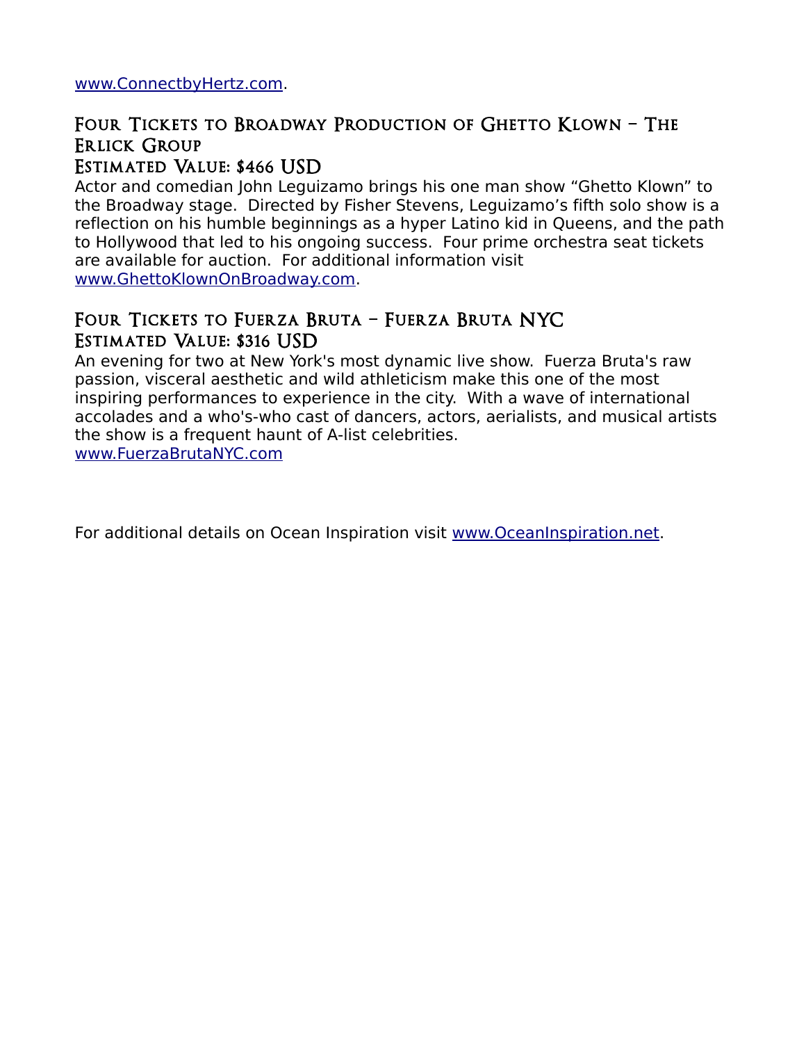www.ConnectbyHertz.com.

### Four Tickets to Broadway Production of Ghetto Klown – The Erlick Group

### Estimated Value: $466 USD

Actor and comedian John Leguizamo brings his one man show “Ghetto Klown” to the Broadway stage. Directed by Fisher Stevens, Leguizamo’s fifth solo show is a reflection on his humble beginnings as a hyper Latino kid in Queens, and the path to Hollywood that led to his ongoing success. Four prime orchestra seat tickets are available for auction. For additional information visit www.GhettoKlownOnBroadway.com.

### Four Tickets to Fuerza Bruta – Fuerza Bruta NYC

### Estimated Value: $316 USD

An evening for two at New York's most dynamic live show. Fuerza Bruta's raw passion, visceral aesthetic and wild athleticism make this one of the most inspiring performances to experience in the city. With a wave of international accolades and a who's-who cast of dancers, actors, aerialists, and musical artists the show is a frequent haunt of A-list celebrities.
www.FuerzaBrutaNYC.com

For additional details on Ocean Inspiration visit www.OceanInspiration.net.